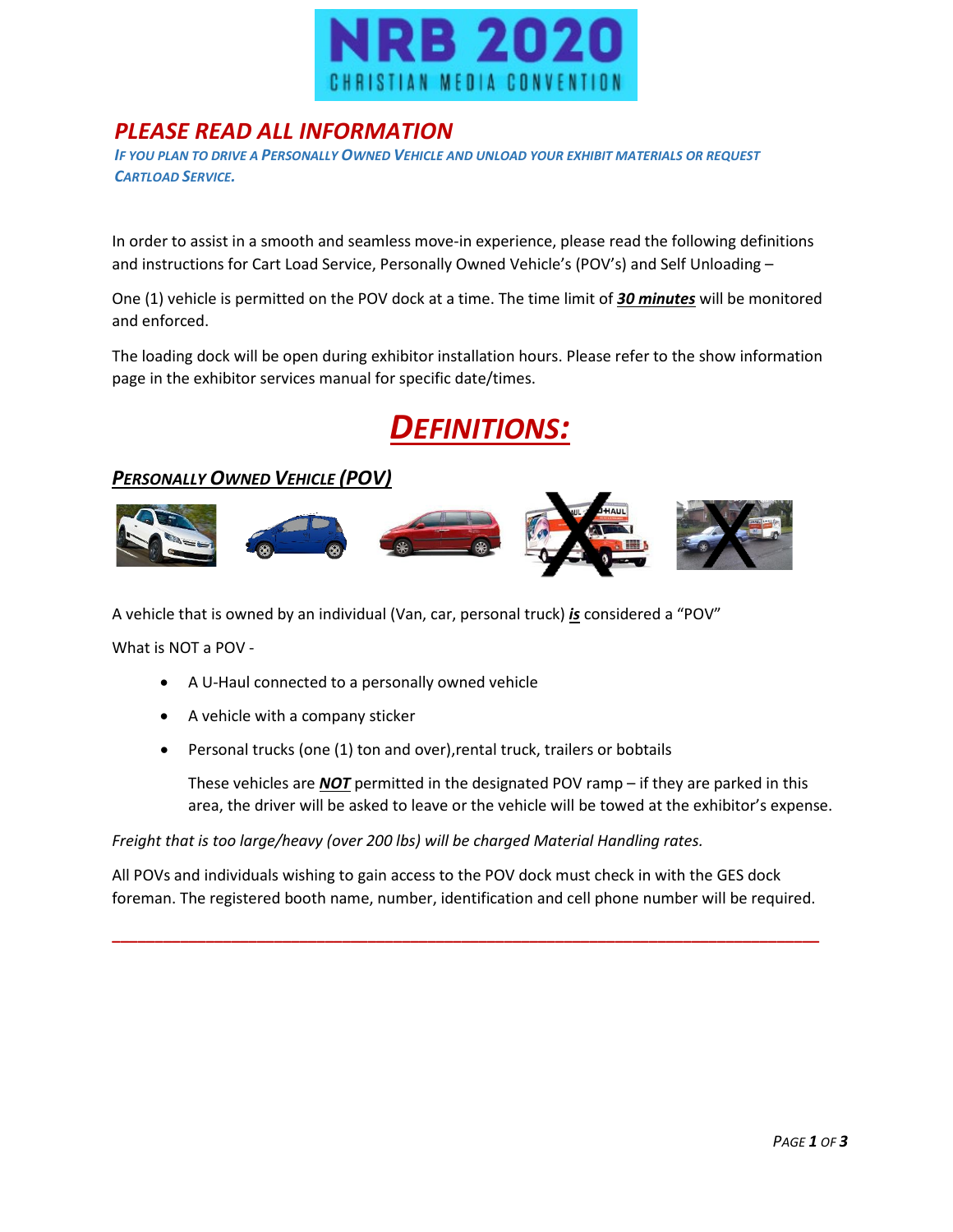# NRB 2020 CHRISTIAN MEDIA CONVENTION

## *PLEASE READ ALL INFORMATION*

***IF YOU PLAN TO DRIVE A PERSONALLY OWNED VEHICLE AND UNLOAD YOUR EXHIBIT MATERIALS OR REQUEST CARTLOAD SERVICE.***

In order to assist in a smooth and seamless move-in experience, please read the following definitions and instructions for Cart Load Service, Personally Owned Vehicle's (POV's) and Self Unloading –

One (1) vehicle is permitted on the POV dock at a time. The time limit of ***30 minutes*** will be monitored and enforced.

The loading dock will be open during exhibitor installation hours. Please refer to the show information page in the exhibitor services manual for specific date/times.

# *DEFINITIONS:*

### *PERSONALLY OWNED VEHICLE (POV)*

A vehicle that is owned by an individual (Van, car, personal truck) ***is*** considered a "POV"

What is NOT a POV -

- A U-Haul connected to a personally owned vehicle
- A vehicle with a company sticker
- Personal trucks (one (1) ton and over),rental truck, trailers or bobtails

  These vehicles are ***NOT*** permitted in the designated POV ramp – if they are parked in this area, the driver will be asked to leave or the vehicle will be towed at the exhibitor's expense.

*Freight that is too large/heavy (over 200 lbs) will be charged Material Handling rates.*

All POVs and individuals wishing to gain access to the POV dock must check in with the GES dock foreman. The registered booth name, number, identification and cell phone number will be required.

---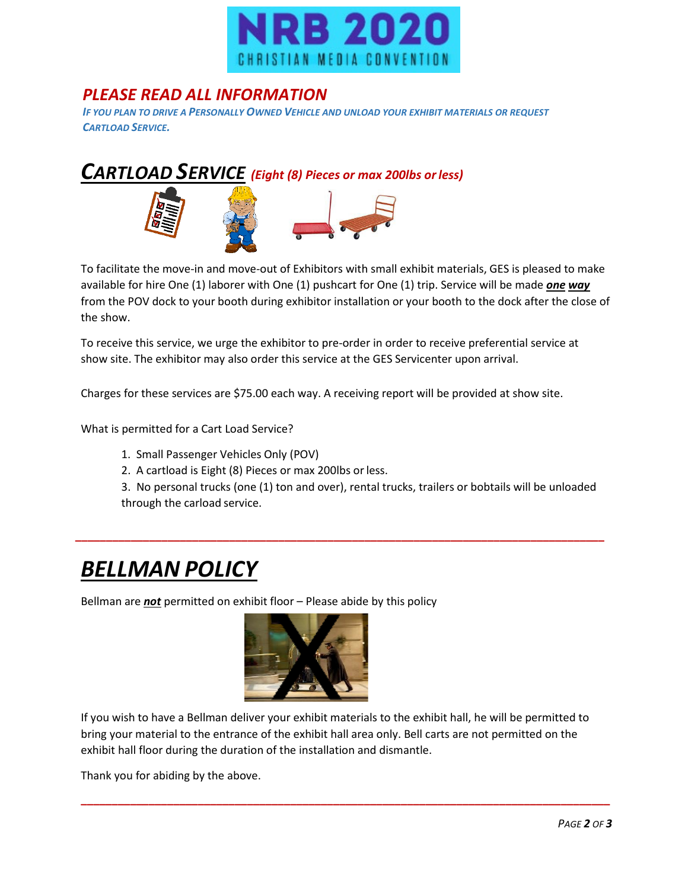# NRB 2020 CHRISTIAN MEDIA CONVENTION

## *PLEASE READ ALL INFORMATION*

***IF YOU PLAN TO DRIVE A PERSONALLY OWNED VEHICLE AND UNLOAD YOUR EXHIBIT MATERIALS OR REQUEST CARTLOAD SERVICE.***

## ***CARTLOAD SERVICE*** *(Eight (8) Pieces or max 200lbs or less)*

To facilitate the move-in and move-out of Exhibitors with small exhibit materials, GES is pleased to make available for hire One (1) laborer with One (1) pushcart for One (1) trip. Service will be made ***one way*** from the POV dock to your booth during exhibitor installation or your booth to the dock after the close of the show.

To receive this service, we urge the exhibitor to pre-order in order to receive preferential service at show site. The exhibitor may also order this service at the GES Servicenter upon arrival.

Charges for these services are $75.00 each way. A receiving report will be provided at show site.

What is permitted for a Cart Load Service?

1. Small Passenger Vehicles Only (POV)
2. A cartload is Eight (8) Pieces or max 200lbs or less.
3. No personal trucks (one (1) ton and over), rental trucks, trailers or bobtails will be unloaded through the carload service.

---

## ***BELLMAN POLICY***

Bellman are ***not*** permitted on exhibit floor – Please abide by this policy

If you wish to have a Bellman deliver your exhibit materials to the exhibit hall, he will be permitted to bring your material to the entrance of the exhibit hall area only. Bell carts are not permitted on the exhibit hall floor during the duration of the installation and dismantle.

Thank you for abiding by the above.

---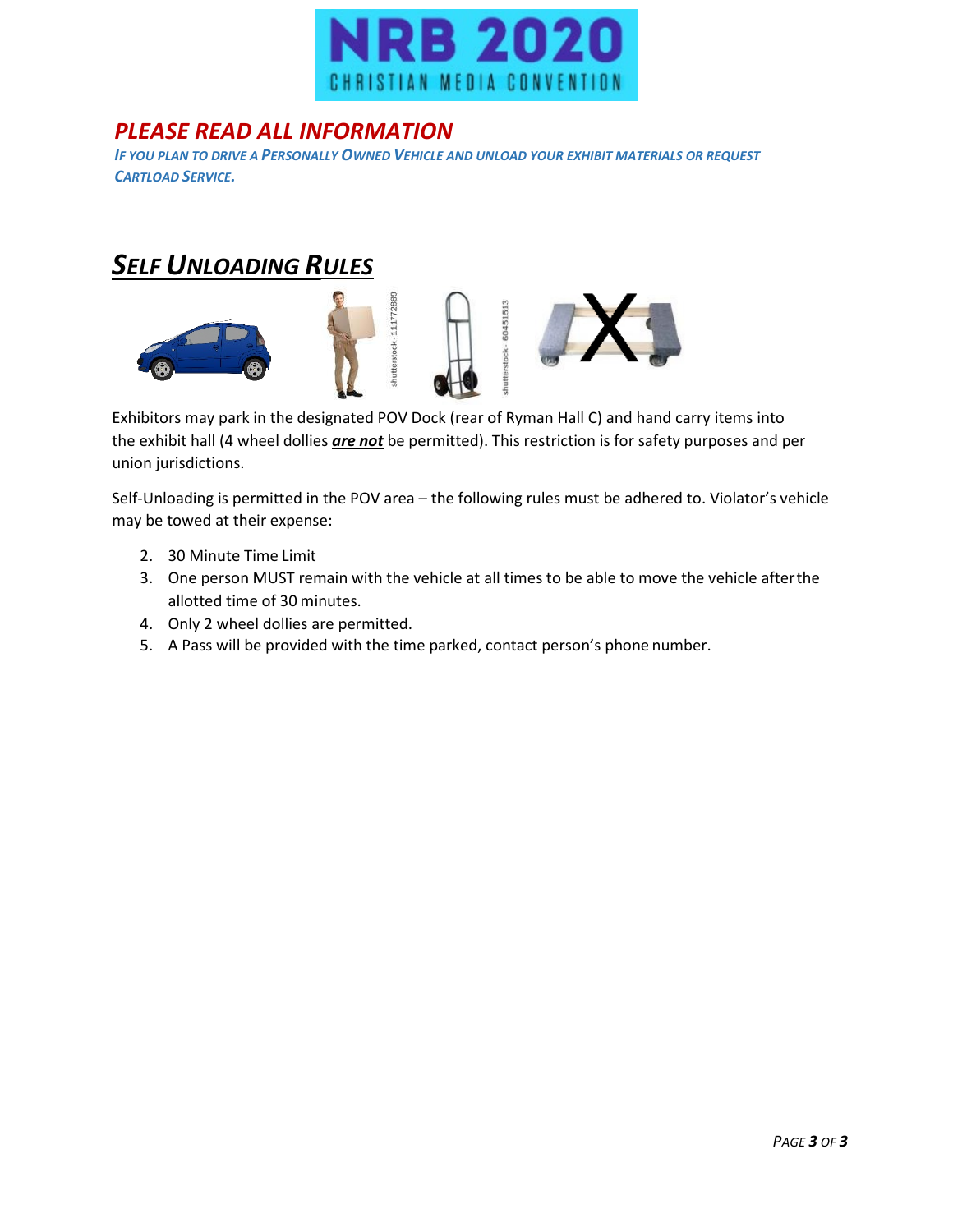NRB 2020

CHRISTIAN MEDIA CONVENTION

## *PLEASE READ ALL INFORMATION*

***IF YOU PLAN TO DRIVE A PERSONALLY OWNED VEHICLE AND UNLOAD YOUR EXHIBIT MATERIALS OR REQUEST CARTLOAD SERVICE.***

## ***SELF UNLOADING RULES***

Exhibitors may park in the designated POV Dock (rear of Ryman Hall C) and hand carry items into the exhibit hall (4 wheel dollies ***are not*** be permitted). This restriction is for safety purposes and per union jurisdictions.

Self-Unloading is permitted in the POV area – the following rules must be adhered to. Violator's vehicle may be towed at their expense:

2. 30 Minute Time Limit
3. One person MUST remain with the vehicle at all times to be able to move the vehicle after the allotted time of 30 minutes.
4. Only 2 wheel dollies are permitted.
5. A Pass will be provided with the time parked, contact person's phone number.